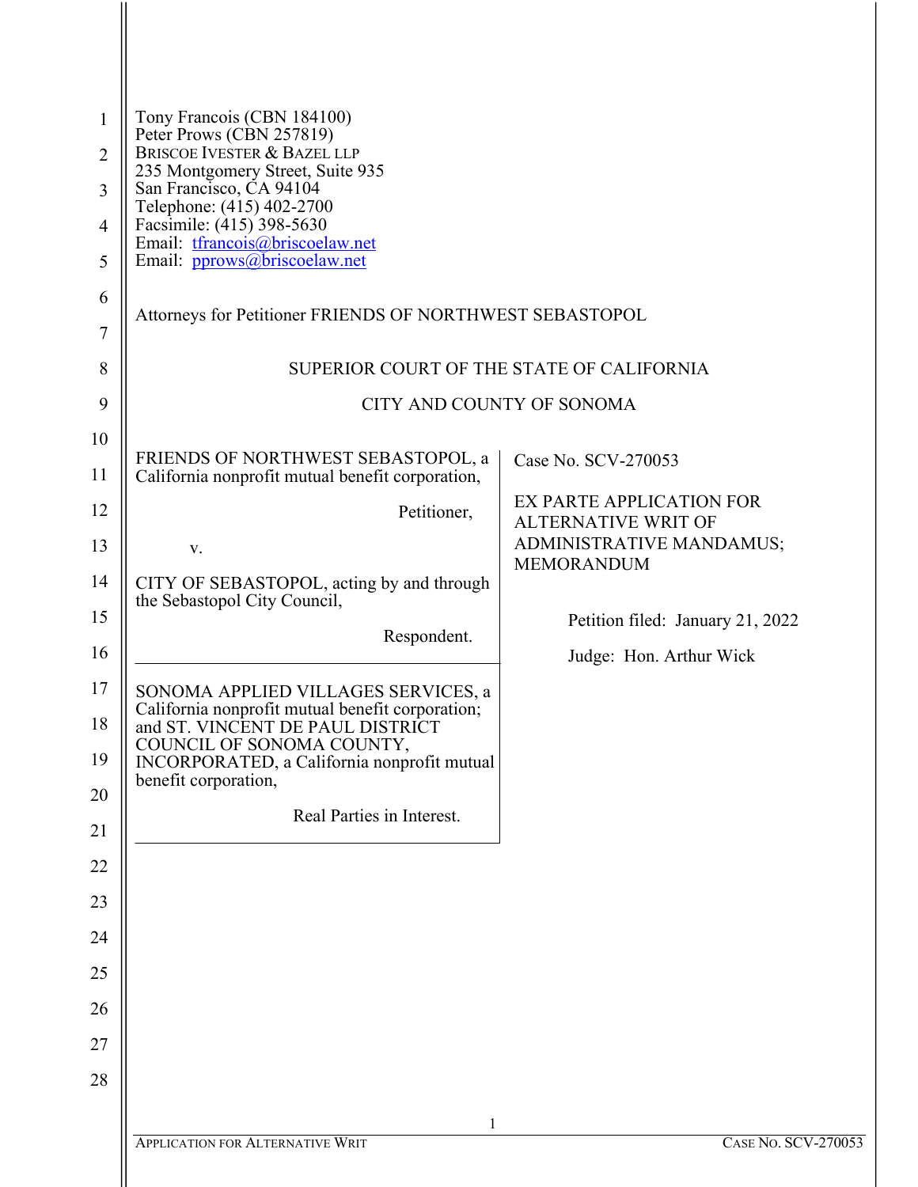Tony Francois (CBN 184100)
Peter Prows (CBN 257819)
BRISCOE IVESTER & BAZEL LLP
235 Montgomery Street, Suite 935
San Francisco, CA 94104
Telephone: (415) 402-2700
Facsimile: (415) 398-5630
Email: tfrancois@briscoelaw.net
Email: pprows@briscoelaw.net

Attorneys for Petitioner FRIENDS OF NORTHWEST SEBASTOPOL

SUPERIOR COURT OF THE STATE OF CALIFORNIA

CITY AND COUNTY OF SONOMA

| | |
|---|---|
| FRIENDS OF NORTHWEST SEBASTOPOL, a California nonprofit mutual benefit corporation,<br><br>Petitioner,<br><br>v.<br><br>CITY OF SEBASTOPOL, acting by and through the Sebastopol City Council,<br><br>Respondent. | Case No. SCV-270053<br><br>EX PARTE APPLICATION FOR ALTERNATIVE WRIT OF ADMINISTRATIVE MANDAMUS; MEMORANDUM<br><br>Petition filed: January 21, 2022<br><br>Judge: Hon. Arthur Wick |
| SONOMA APPLIED VILLAGES SERVICES, a California nonprofit mutual benefit corporation; and ST. VINCENT DE PAUL DISTRICT COUNCIL OF SONOMA COUNTY, INCORPORATED, a California nonprofit mutual benefit corporation,<br><br>Real Parties in Interest. | |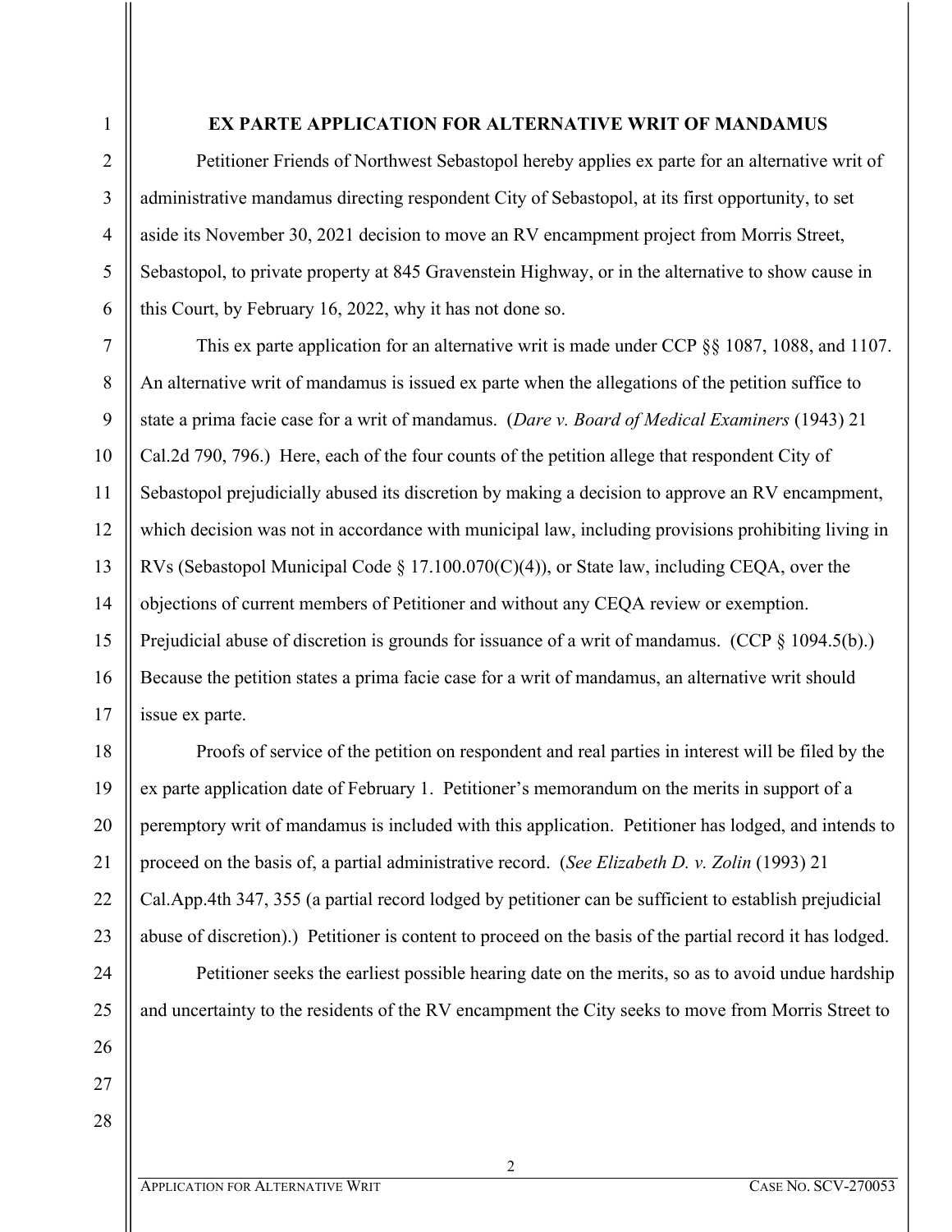## EX PARTE APPLICATION FOR ALTERNATIVE WRIT OF MANDAMUS

Petitioner Friends of Northwest Sebastopol hereby applies ex parte for an alternative writ of administrative mandamus directing respondent City of Sebastopol, at its first opportunity, to set aside its November 30, 2021 decision to move an RV encampment project from Morris Street, Sebastopol, to private property at 845 Gravenstein Highway, or in the alternative to show cause in this Court, by February 16, 2022, why it has not done so.

This ex parte application for an alternative writ is made under CCP §§ 1087, 1088, and 1107. An alternative writ of mandamus is issued ex parte when the allegations of the petition suffice to state a prima facie case for a writ of mandamus. (*Dare v. Board of Medical Examiners* (1943) 21 Cal.2d 790, 796.) Here, each of the four counts of the petition allege that respondent City of Sebastopol prejudicially abused its discretion by making a decision to approve an RV encampment, which decision was not in accordance with municipal law, including provisions prohibiting living in RVs (Sebastopol Municipal Code § 17.100.070(C)(4)), or State law, including CEQA, over the objections of current members of Petitioner and without any CEQA review or exemption. Prejudicial abuse of discretion is grounds for issuance of a writ of mandamus. (CCP § 1094.5(b).) Because the petition states a prima facie case for a writ of mandamus, an alternative writ should issue ex parte.

Proofs of service of the petition on respondent and real parties in interest will be filed by the ex parte application date of February 1. Petitioner's memorandum on the merits in support of a peremptory writ of mandamus is included with this application. Petitioner has lodged, and intends to proceed on the basis of, a partial administrative record. (*See Elizabeth D. v. Zolin* (1993) 21 Cal.App.4th 347, 355 (a partial record lodged by petitioner can be sufficient to establish prejudicial abuse of discretion).) Petitioner is content to proceed on the basis of the partial record it has lodged.

Petitioner seeks the earliest possible hearing date on the merits, so as to avoid undue hardship and uncertainty to the residents of the RV encampment the City seeks to move from Morris Street to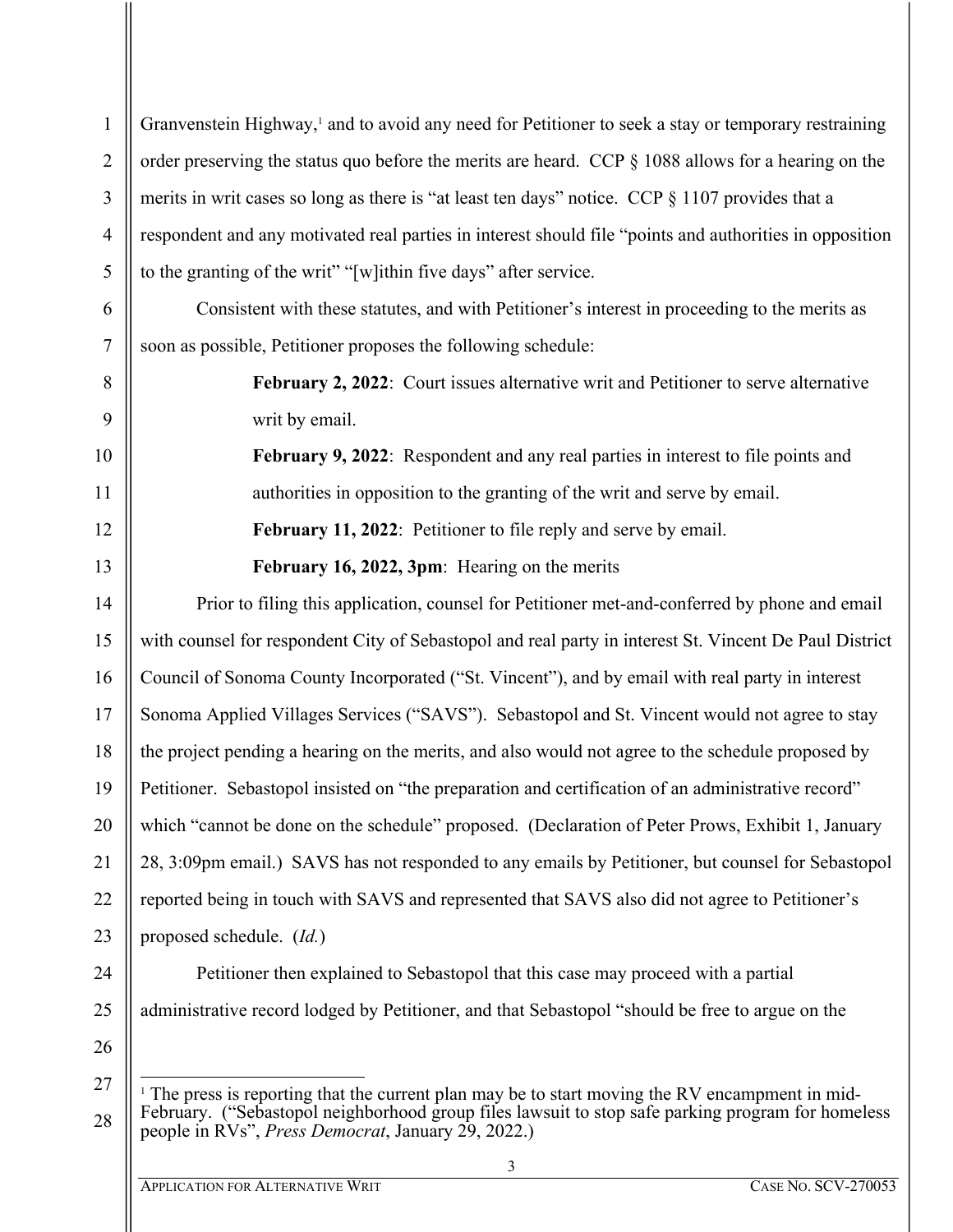Granvenstein Highway,[1] and to avoid any need for Petitioner to seek a stay or temporary restraining order preserving the status quo before the merits are heard. CCP § 1088 allows for a hearing on the merits in writ cases so long as there is "at least ten days" notice. CCP § 1107 provides that a respondent and any motivated real parties in interest should file "points and authorities in opposition to the granting of the writ" "[w]ithin five days" after service.

Consistent with these statutes, and with Petitioner's interest in proceeding to the merits as soon as possible, Petitioner proposes the following schedule:

> **February 2, 2022**: Court issues alternative writ and Petitioner to serve alternative writ by email.
>
> **February 9, 2022**: Respondent and any real parties in interest to file points and authorities in opposition to the granting of the writ and serve by email.
>
> **February 11, 2022**: Petitioner to file reply and serve by email.
>
> **February 16, 2022, 3pm**: Hearing on the merits

Prior to filing this application, counsel for Petitioner met-and-conferred by phone and email with counsel for respondent City of Sebastopol and real party in interest St. Vincent De Paul District Council of Sonoma County Incorporated ("St. Vincent"), and by email with real party in interest Sonoma Applied Villages Services ("SAVS"). Sebastopol and St. Vincent would not agree to stay the project pending a hearing on the merits, and also would not agree to the schedule proposed by Petitioner. Sebastopol insisted on "the preparation and certification of an administrative record" which "cannot be done on the schedule" proposed. (Declaration of Peter Prows, Exhibit 1, January 28, 3:09pm email.) SAVS has not responded to any emails by Petitioner, but counsel for Sebastopol reported being in touch with SAVS and represented that SAVS also did not agree to Petitioner's proposed schedule. (*Id.*)

Petitioner then explained to Sebastopol that this case may proceed with a partial administrative record lodged by Petitioner, and that Sebastopol "should be free to argue on the

---

[1] The press is reporting that the current plan may be to start moving the RV encampment in mid-February. ("Sebastopol neighborhood group files lawsuit to stop safe parking program for homeless people in RVs", *Press Democrat*, January 29, 2022.)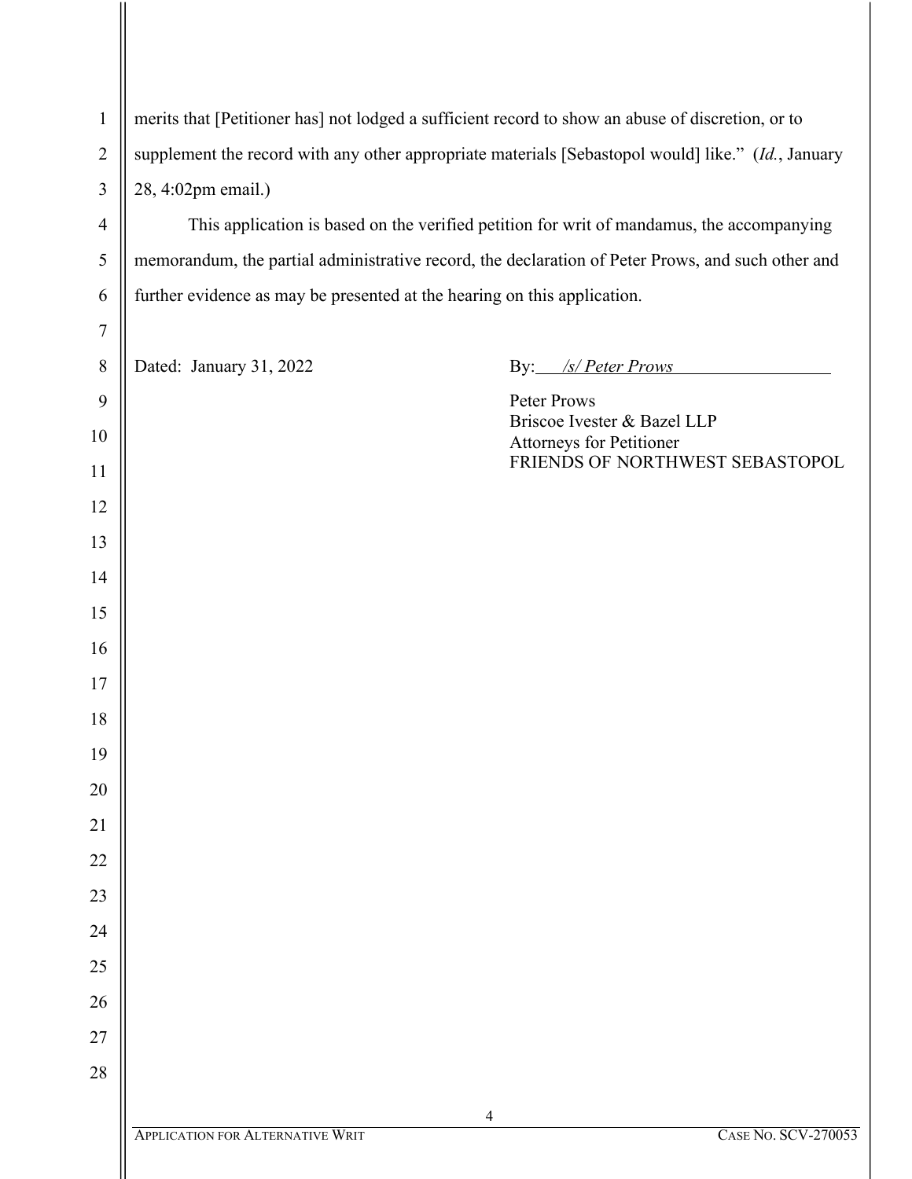merits that [Petitioner has] not lodged a sufficient record to show an abuse of discretion, or to supplement the record with any other appropriate materials [Sebastopol would] like." (*Id.*, January 28, 4:02pm email.)

This application is based on the verified petition for writ of mandamus, the accompanying memorandum, the partial administrative record, the declaration of Peter Prows, and such other and further evidence as may be presented at the hearing on this application.

Dated: January 31, 2022

By: */s/ Peter Prows*

Peter Prows
Briscoe Ivester & Bazel LLP
Attorneys for Petitioner
FRIENDS OF NORTHWEST SEBASTOPOL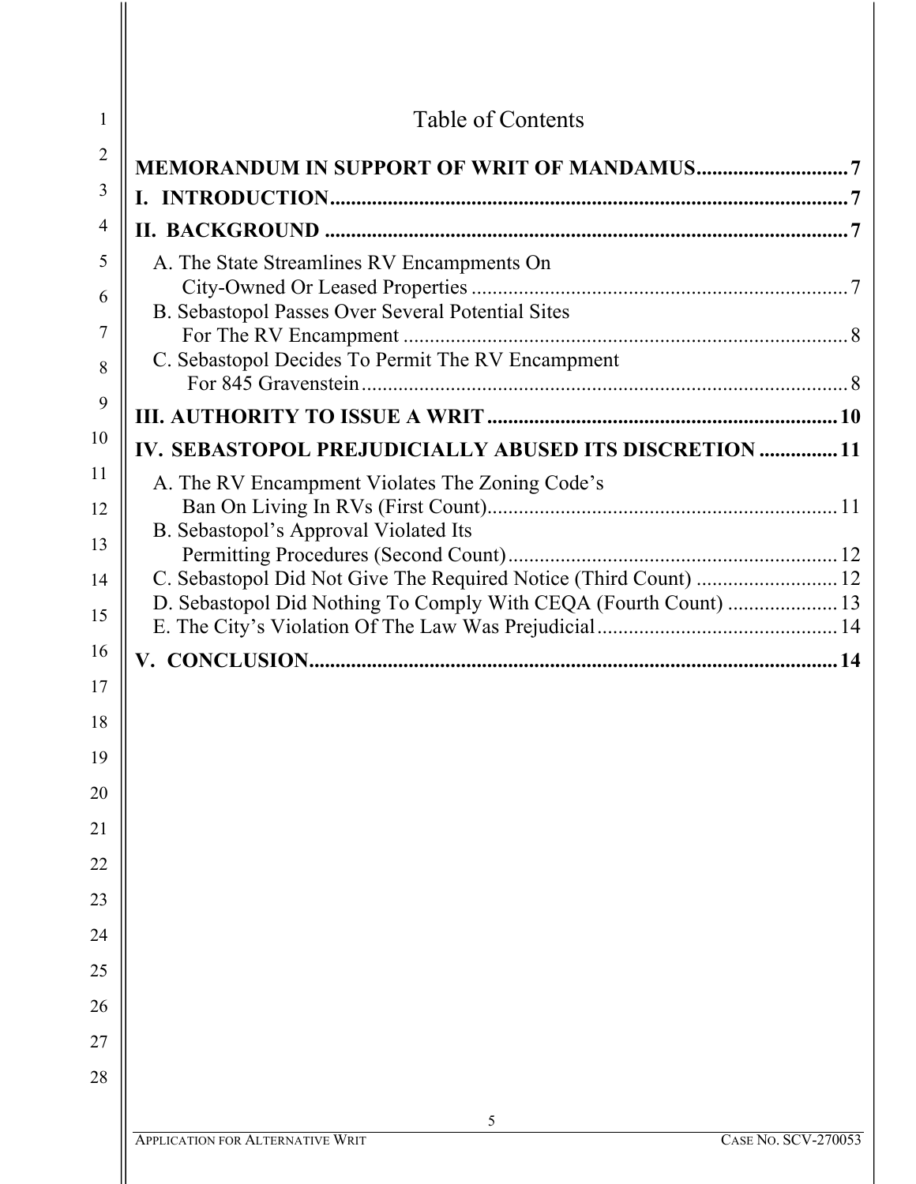# Table of Contents

**MEMORANDUM IN SUPPORT OF WRIT OF MANDAMUS** .......... 7

**I. INTRODUCTION** .......... 7

**II. BACKGROUND** .......... 7

- A. The State Streamlines RV Encampments On City-Owned Or Leased Properties .......... 7
- B. Sebastopol Passes Over Several Potential Sites For The RV Encampment .......... 8
- C. Sebastopol Decides To Permit The RV Encampment For 845 Gravenstein .......... 8

**III. AUTHORITY TO ISSUE A WRIT** .......... 10

**IV. SEBASTOPOL PREJUDICIALLY ABUSED ITS DISCRETION** .......... 11

- A. The RV Encampment Violates The Zoning Code's Ban On Living In RVs (First Count) .......... 11
- B. Sebastopol's Approval Violated Its Permitting Procedures (Second Count) .......... 12
- C. Sebastopol Did Not Give The Required Notice (Third Count) .......... 12
- D. Sebastopol Did Nothing To Comply With CEQA (Fourth Count) .......... 13
- E. The City's Violation Of The Law Was Prejudicial .......... 14

**V. CONCLUSION** .......... 14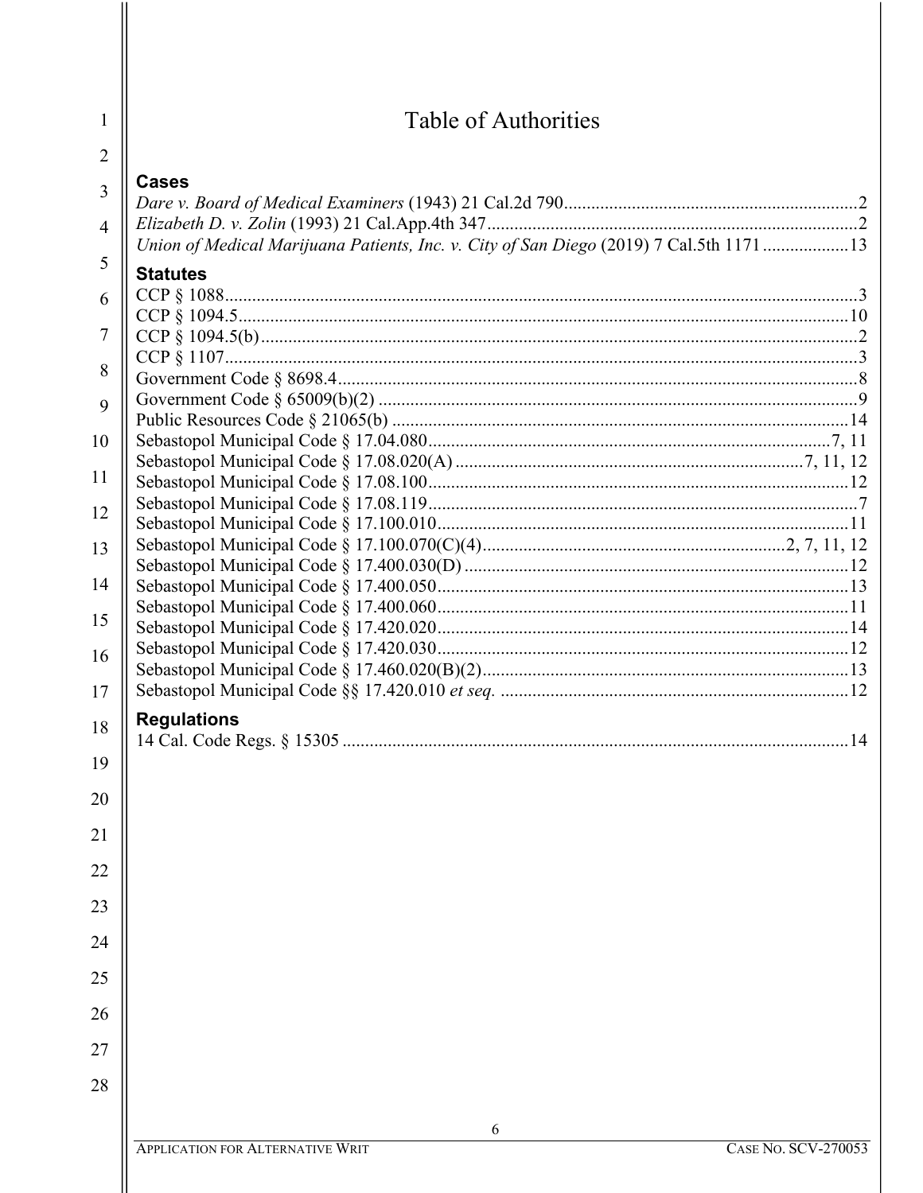# Table of Authorities

## Cases

*Dare v. Board of Medical Examiners* (1943) 21 Cal.2d 790 .................................................................2
*Elizabeth D. v. Zolin* (1993) 21 Cal.App.4th 347 .................................................................................2
*Union of Medical Marijuana Patients, Inc. v. City of San Diego* (2019) 7 Cal.5th 1171 ..................13

## Statutes

CCP § 1088 ...........................................................................................................................................3
CCP § 1094.5 .......................................................................................................................................10
CCP § 1094.5(b) ....................................................................................................................................2
CCP § 1107 ...........................................................................................................................................3
Government Code § 8698.4 ..................................................................................................................8
Government Code § 65009(b)(2) .........................................................................................................9
Public Resources Code § 21065(b) ....................................................................................................14
Sebastopol Municipal Code § 17.04.080 .........................................................................................7, 11
Sebastopol Municipal Code § 17.08.020(A) ...............................................................................7, 11, 12
Sebastopol Municipal Code § 17.08.100 .............................................................................................12
Sebastopol Municipal Code § 17.08.119 ...............................................................................................7
Sebastopol Municipal Code § 17.100.010 ...........................................................................................11
Sebastopol Municipal Code § 17.100.070(C)(4) ..................................................................2, 7, 11, 12
Sebastopol Municipal Code § 17.400.030(D) .....................................................................................12
Sebastopol Municipal Code § 17.400.050 ...........................................................................................13
Sebastopol Municipal Code § 17.400.060 ...........................................................................................11
Sebastopol Municipal Code § 17.420.020 ...........................................................................................14
Sebastopol Municipal Code § 17.420.030 ...........................................................................................12
Sebastopol Municipal Code § 17.460.020(B)(2) .................................................................................13
Sebastopol Municipal Code §§ 17.420.010 *et seq.* .............................................................................12

## Regulations

14 Cal. Code Regs. § 15305 ................................................................................................................14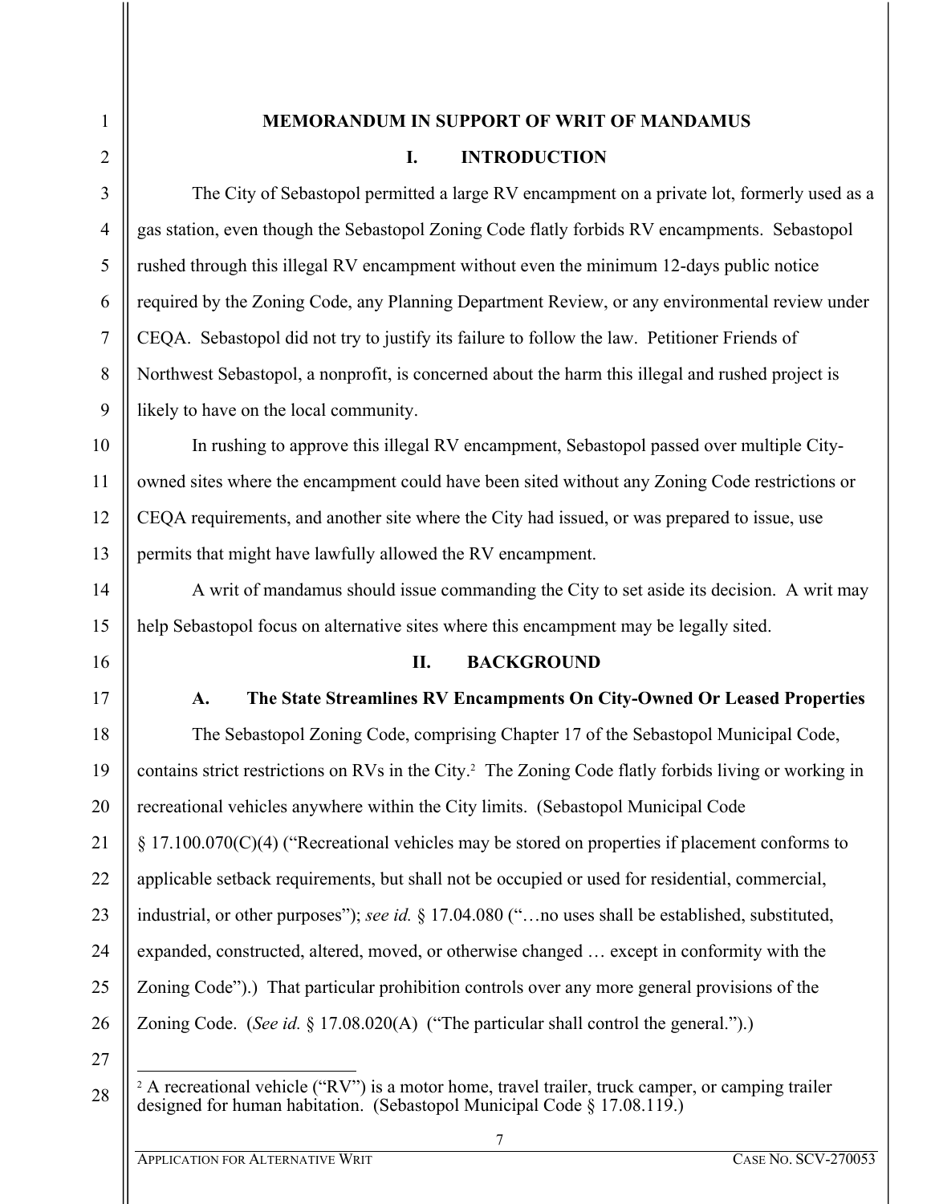# MEMORANDUM IN SUPPORT OF WRIT OF MANDAMUS

## I. INTRODUCTION

The City of Sebastopol permitted a large RV encampment on a private lot, formerly used as a gas station, even though the Sebastopol Zoning Code flatly forbids RV encampments. Sebastopol rushed through this illegal RV encampment without even the minimum 12-days public notice required by the Zoning Code, any Planning Department Review, or any environmental review under CEQA. Sebastopol did not try to justify its failure to follow the law. Petitioner Friends of Northwest Sebastopol, a nonprofit, is concerned about the harm this illegal and rushed project is likely to have on the local community.

In rushing to approve this illegal RV encampment, Sebastopol passed over multiple City-owned sites where the encampment could have been sited without any Zoning Code restrictions or CEQA requirements, and another site where the City had issued, or was prepared to issue, use permits that might have lawfully allowed the RV encampment.

A writ of mandamus should issue commanding the City to set aside its decision. A writ may help Sebastopol focus on alternative sites where this encampment may be legally sited.

## II. BACKGROUND

### A. The State Streamlines RV Encampments On City-Owned Or Leased Properties

The Sebastopol Zoning Code, comprising Chapter 17 of the Sebastopol Municipal Code, contains strict restrictions on RVs in the City.[2] The Zoning Code flatly forbids living or working in recreational vehicles anywhere within the City limits. (Sebastopol Municipal Code § 17.100.070(C)(4) ("Recreational vehicles may be stored on properties if placement conforms to applicable setback requirements, but shall not be occupied or used for residential, commercial, industrial, or other purposes"); *see id.* § 17.04.080 ("…no uses shall be established, substituted, expanded, constructed, altered, moved, or otherwise changed … except in conformity with the Zoning Code").) That particular prohibition controls over any more general provisions of the Zoning Code. (*See id.* § 17.08.020(A) ("The particular shall control the general.").)

---

[2] A recreational vehicle ("RV") is a motor home, travel trailer, truck camper, or camping trailer designed for human habitation. (Sebastopol Municipal Code § 17.08.119.)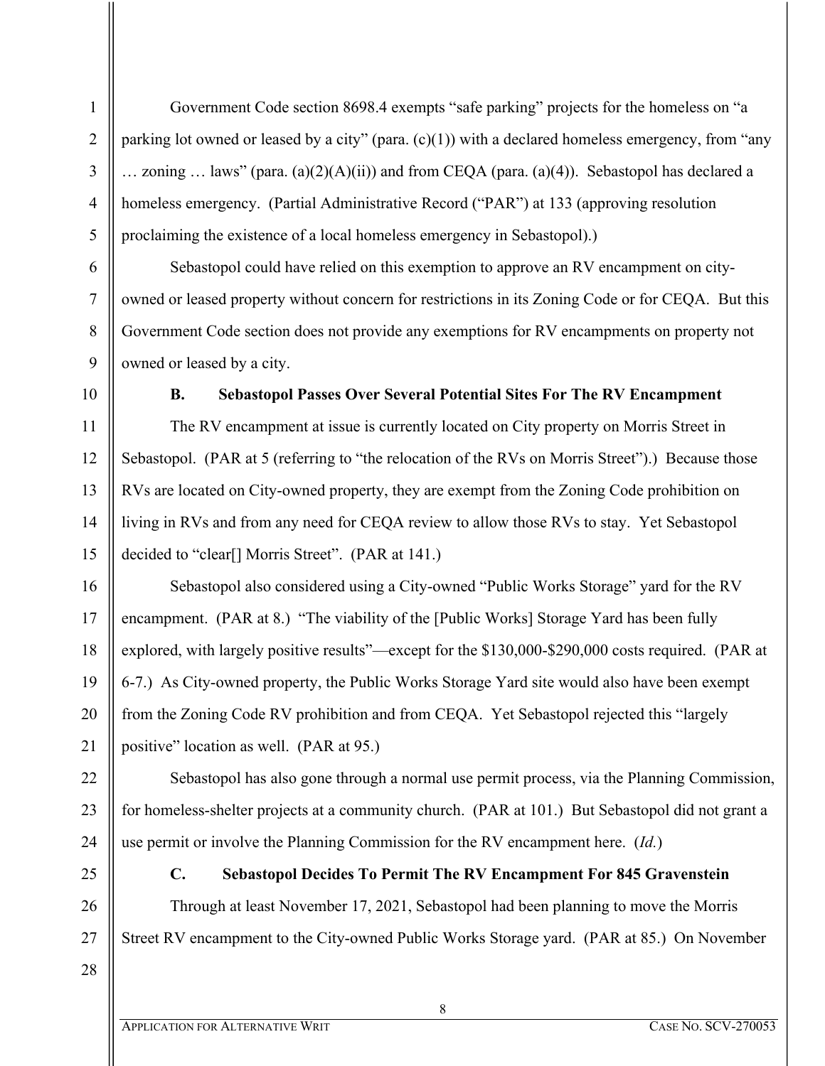Government Code section 8698.4 exempts "safe parking" projects for the homeless on "a parking lot owned or leased by a city" (para. (c)(1)) with a declared homeless emergency, from "any … zoning … laws" (para. (a)(2)(A)(ii)) and from CEQA (para. (a)(4)). Sebastopol has declared a homeless emergency. (Partial Administrative Record ("PAR") at 133 (approving resolution proclaiming the existence of a local homeless emergency in Sebastopol).)

Sebastopol could have relied on this exemption to approve an RV encampment on city-owned or leased property without concern for restrictions in its Zoning Code or for CEQA. But this Government Code section does not provide any exemptions for RV encampments on property not owned or leased by a city.

### B. Sebastopol Passes Over Several Potential Sites For The RV Encampment

The RV encampment at issue is currently located on City property on Morris Street in Sebastopol. (PAR at 5 (referring to "the relocation of the RVs on Morris Street").) Because those RVs are located on City-owned property, they are exempt from the Zoning Code prohibition on living in RVs and from any need for CEQA review to allow those RVs to stay. Yet Sebastopol decided to "clear[] Morris Street". (PAR at 141.)

Sebastopol also considered using a City-owned "Public Works Storage" yard for the RV encampment. (PAR at 8.) "The viability of the [Public Works] Storage Yard has been fully explored, with largely positive results"—except for the $130,000-$290,000 costs required. (PAR at 6-7.) As City-owned property, the Public Works Storage Yard site would also have been exempt from the Zoning Code RV prohibition and from CEQA. Yet Sebastopol rejected this "largely positive" location as well. (PAR at 95.)

Sebastopol has also gone through a normal use permit process, via the Planning Commission, for homeless-shelter projects at a community church. (PAR at 101.) But Sebastopol did not grant a use permit or involve the Planning Commission for the RV encampment here. (*Id.*)

### C. Sebastopol Decides To Permit The RV Encampment For 845 Gravenstein

Through at least November 17, 2021, Sebastopol had been planning to move the Morris Street RV encampment to the City-owned Public Works Storage yard. (PAR at 85.) On November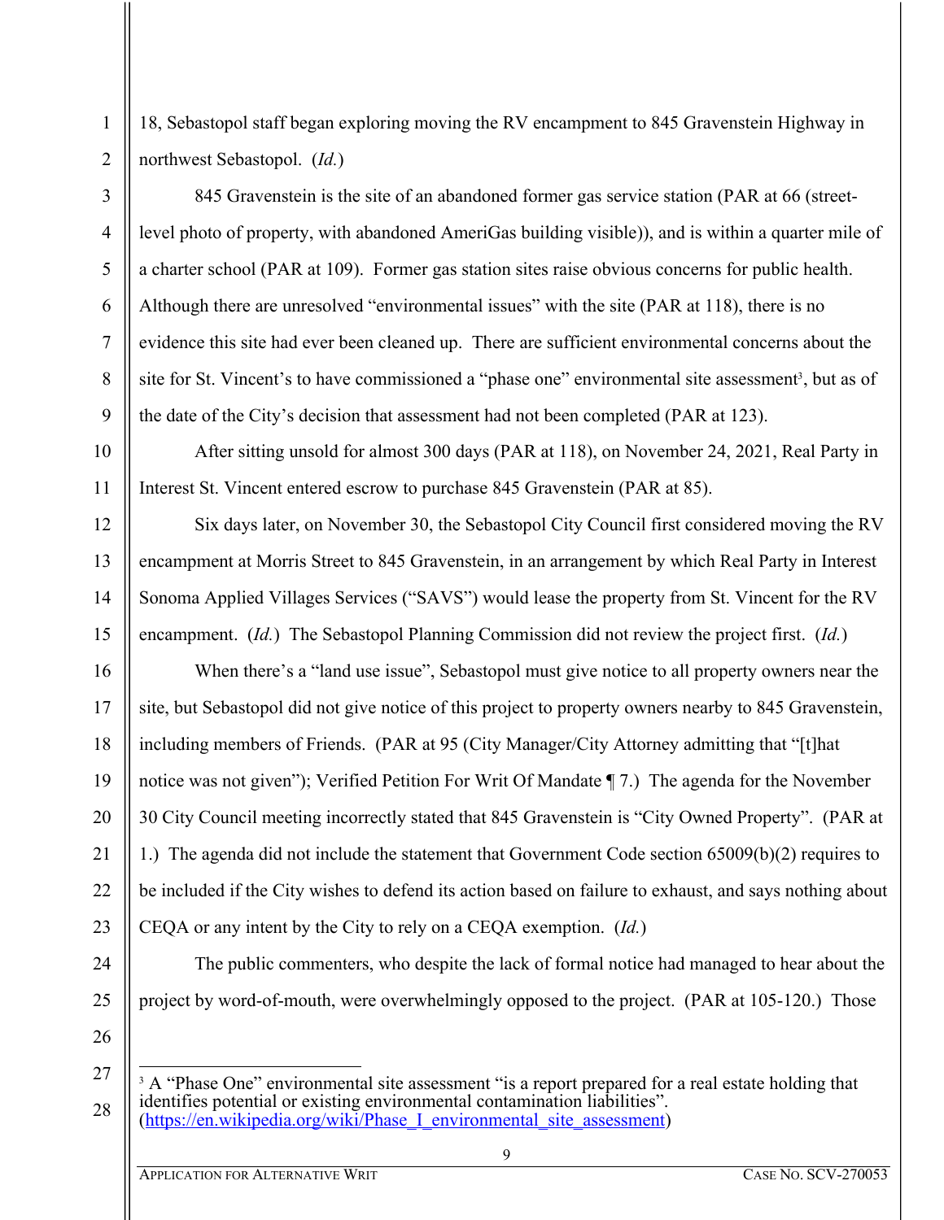18, Sebastopol staff began exploring moving the RV encampment to 845 Gravenstein Highway in northwest Sebastopol. (*Id.*)

845 Gravenstein is the site of an abandoned former gas service station (PAR at 66 (street-level photo of property, with abandoned AmeriGas building visible)), and is within a quarter mile of a charter school (PAR at 109). Former gas station sites raise obvious concerns for public health. Although there are unresolved "environmental issues" with the site (PAR at 118), there is no evidence this site had ever been cleaned up. There are sufficient environmental concerns about the site for St. Vincent's to have commissioned a "phase one" environmental site assessment[3], but as of the date of the City's decision that assessment had not been completed (PAR at 123).

After sitting unsold for almost 300 days (PAR at 118), on November 24, 2021, Real Party in Interest St. Vincent entered escrow to purchase 845 Gravenstein (PAR at 85).

Six days later, on November 30, the Sebastopol City Council first considered moving the RV encampment at Morris Street to 845 Gravenstein, in an arrangement by which Real Party in Interest Sonoma Applied Villages Services ("SAVS") would lease the property from St. Vincent for the RV encampment. (*Id.*) The Sebastopol Planning Commission did not review the project first. (*Id.*)

When there's a "land use issue", Sebastopol must give notice to all property owners near the site, but Sebastopol did not give notice of this project to property owners nearby to 845 Gravenstein, including members of Friends. (PAR at 95 (City Manager/City Attorney admitting that "[t]hat notice was not given"); Verified Petition For Writ Of Mandate ¶ 7.) The agenda for the November 30 City Council meeting incorrectly stated that 845 Gravenstein is "City Owned Property". (PAR at 1.) The agenda did not include the statement that Government Code section 65009(b)(2) requires to be included if the City wishes to defend its action based on failure to exhaust, and says nothing about CEQA or any intent by the City to rely on a CEQA exemption. (*Id.*)

The public commenters, who despite the lack of formal notice had managed to hear about the project by word-of-mouth, were overwhelmingly opposed to the project. (PAR at 105-120.) Those

---

[3] A "Phase One" environmental site assessment "is a report prepared for a real estate holding that identifies potential or existing environmental contamination liabilities". (https://en.wikipedia.org/wiki/Phase_I_environmental_site_assessment)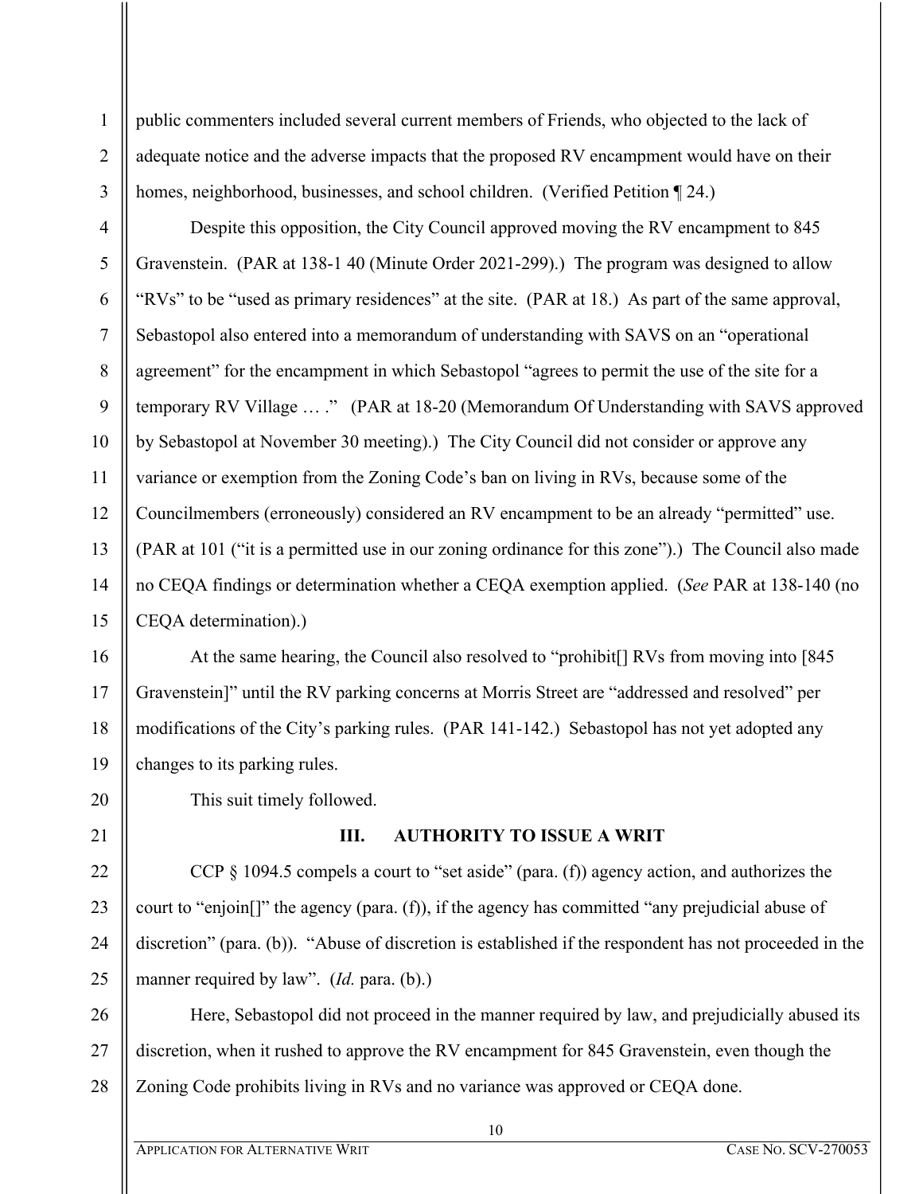public commenters included several current members of Friends, who objected to the lack of adequate notice and the adverse impacts that the proposed RV encampment would have on their homes, neighborhood, businesses, and school children. (Verified Petition ¶ 24.)

Despite this opposition, the City Council approved moving the RV encampment to 845 Gravenstein. (PAR at 138-1 40 (Minute Order 2021-299).) The program was designed to allow "RVs" to be "used as primary residences" at the site. (PAR at 18.) As part of the same approval, Sebastopol also entered into a memorandum of understanding with SAVS on an "operational agreement" for the encampment in which Sebastopol "agrees to permit the use of the site for a temporary RV Village … ." (PAR at 18-20 (Memorandum Of Understanding with SAVS approved by Sebastopol at November 30 meeting).) The City Council did not consider or approve any variance or exemption from the Zoning Code's ban on living in RVs, because some of the Councilmembers (erroneously) considered an RV encampment to be an already "permitted" use. (PAR at 101 ("it is a permitted use in our zoning ordinance for this zone").) The Council also made no CEQA findings or determination whether a CEQA exemption applied. (*See* PAR at 138-140 (no CEQA determination).)

At the same hearing, the Council also resolved to "prohibit[] RVs from moving into [845 Gravenstein]" until the RV parking concerns at Morris Street are "addressed and resolved" per modifications of the City's parking rules. (PAR 141-142.) Sebastopol has not yet adopted any changes to its parking rules.

This suit timely followed.

## III. AUTHORITY TO ISSUE A WRIT

CCP § 1094.5 compels a court to "set aside" (para. (f)) agency action, and authorizes the court to "enjoin[]" the agency (para. (f)), if the agency has committed "any prejudicial abuse of discretion" (para. (b)). "Abuse of discretion is established if the respondent has not proceeded in the manner required by law". (*Id.* para. (b).)

Here, Sebastopol did not proceed in the manner required by law, and prejudicially abused its discretion, when it rushed to approve the RV encampment for 845 Gravenstein, even though the Zoning Code prohibits living in RVs and no variance was approved or CEQA done.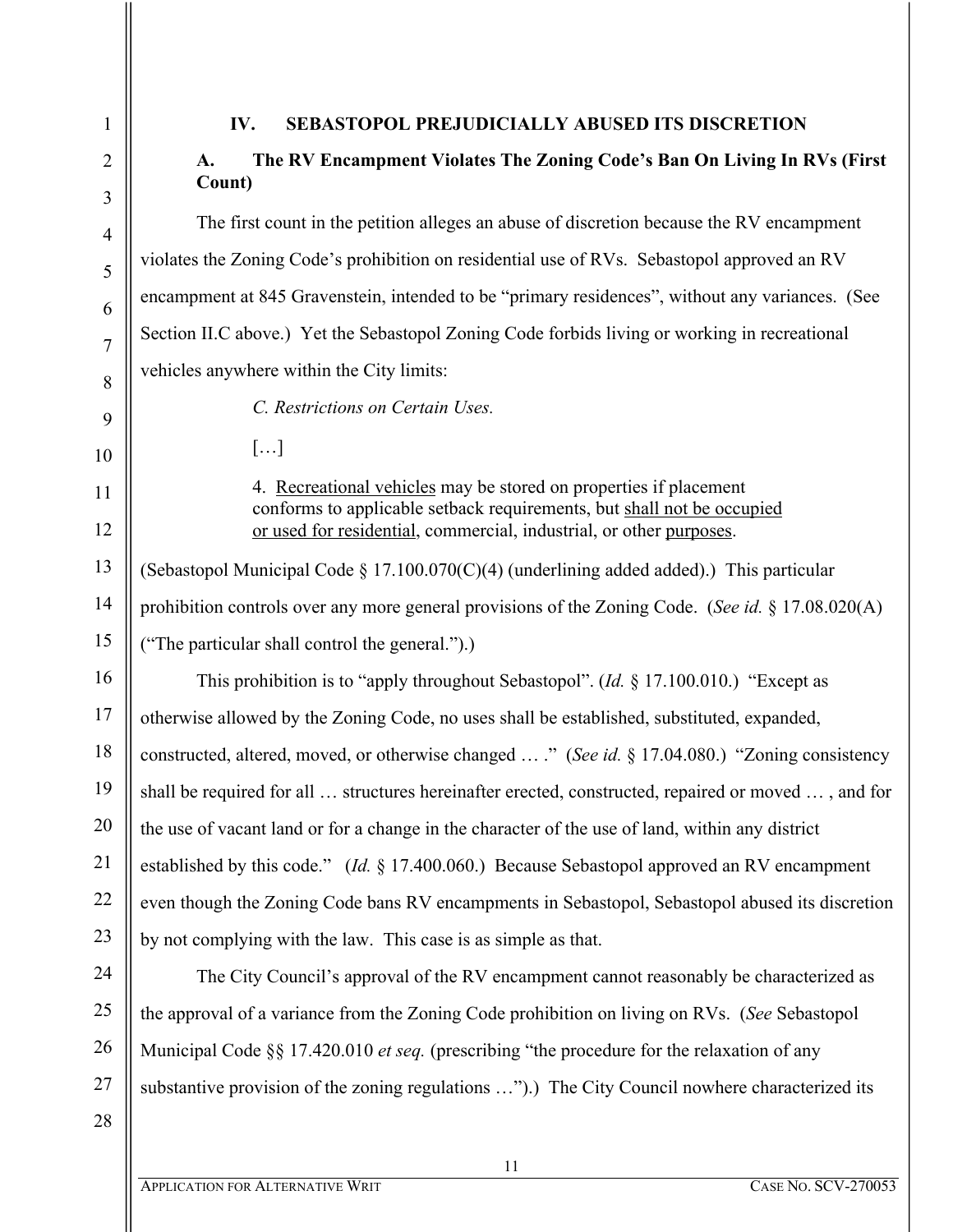## IV. SEBASTOPOL PREJUDICIALLY ABUSED ITS DISCRETION

### A. The RV Encampment Violates The Zoning Code's Ban On Living In RVs (First Count)

The first count in the petition alleges an abuse of discretion because the RV encampment violates the Zoning Code's prohibition on residential use of RVs. Sebastopol approved an RV encampment at 845 Gravenstein, intended to be "primary residences", without any variances. (See Section II.C above.) Yet the Sebastopol Zoning Code forbids living or working in recreational vehicles anywhere within the City limits:

> *C. Restrictions on Certain Uses.*
>
> […]
>
> 4. <u>Recreational vehicles</u> may be stored on properties if placement conforms to applicable setback requirements, but <u>shall not be occupied or used for residential</u>, commercial, industrial, or other <u>purposes</u>.

(Sebastopol Municipal Code § 17.100.070(C)(4) (underlining added added).) This particular prohibition controls over any more general provisions of the Zoning Code. (*See id.* § 17.08.020(A) ("The particular shall control the general.").)

This prohibition is to "apply throughout Sebastopol". (*Id.* § 17.100.010.) "Except as otherwise allowed by the Zoning Code, no uses shall be established, substituted, expanded, constructed, altered, moved, or otherwise changed … ." (*See id.* § 17.04.080.) "Zoning consistency shall be required for all … structures hereinafter erected, constructed, repaired or moved … , and for the use of vacant land or for a change in the character of the use of land, within any district established by this code." (*Id.* § 17.400.060.) Because Sebastopol approved an RV encampment even though the Zoning Code bans RV encampments in Sebastopol, Sebastopol abused its discretion by not complying with the law. This case is as simple as that.

The City Council's approval of the RV encampment cannot reasonably be characterized as the approval of a variance from the Zoning Code prohibition on living on RVs. (*See* Sebastopol Municipal Code §§ 17.420.010 *et seq.* (prescribing "the procedure for the relaxation of any substantive provision of the zoning regulations …").) The City Council nowhere characterized its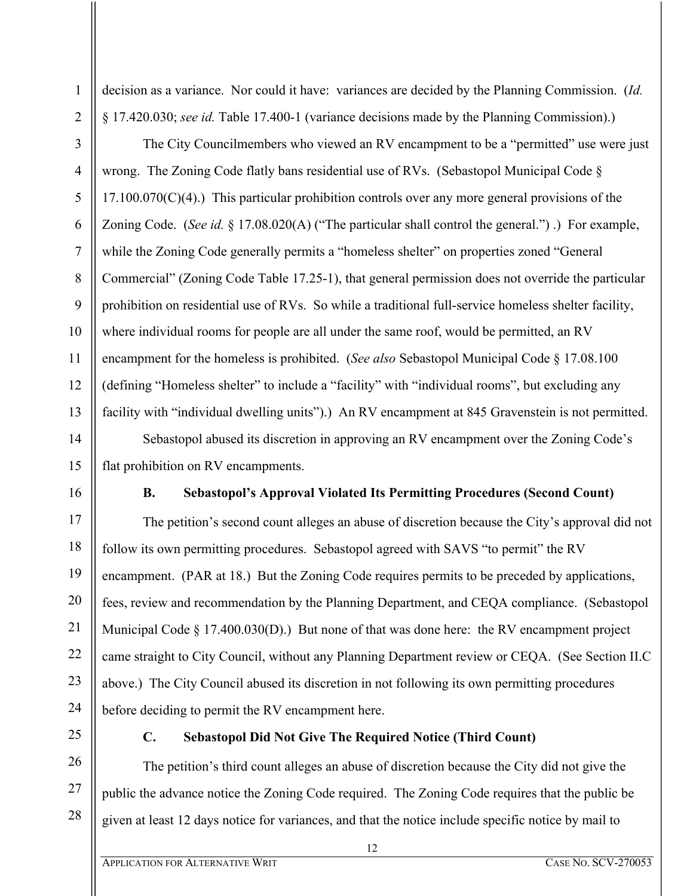decision as a variance. Nor could it have: variances are decided by the Planning Commission. (*Id.* § 17.420.030; *see id.* Table 17.400-1 (variance decisions made by the Planning Commission).)

The City Councilmembers who viewed an RV encampment to be a "permitted" use were just wrong. The Zoning Code flatly bans residential use of RVs. (Sebastopol Municipal Code § 17.100.070(C)(4).) This particular prohibition controls over any more general provisions of the Zoning Code. (*See id.* § 17.08.020(A) ("The particular shall control the general.") .) For example, while the Zoning Code generally permits a "homeless shelter" on properties zoned "General Commercial" (Zoning Code Table 17.25-1), that general permission does not override the particular prohibition on residential use of RVs. So while a traditional full-service homeless shelter facility, where individual rooms for people are all under the same roof, would be permitted, an RV encampment for the homeless is prohibited. (*See also* Sebastopol Municipal Code § 17.08.100 (defining "Homeless shelter" to include a "facility" with "individual rooms", but excluding any facility with "individual dwelling units").) An RV encampment at 845 Gravenstein is not permitted.

Sebastopol abused its discretion in approving an RV encampment over the Zoning Code's flat prohibition on RV encampments.

### B. Sebastopol's Approval Violated Its Permitting Procedures (Second Count)

The petition's second count alleges an abuse of discretion because the City's approval did not follow its own permitting procedures. Sebastopol agreed with SAVS "to permit" the RV encampment. (PAR at 18.) But the Zoning Code requires permits to be preceded by applications, fees, review and recommendation by the Planning Department, and CEQA compliance. (Sebastopol Municipal Code § 17.400.030(D).) But none of that was done here: the RV encampment project came straight to City Council, without any Planning Department review or CEQA. (See Section II.C above.) The City Council abused its discretion in not following its own permitting procedures before deciding to permit the RV encampment here.

### C. Sebastopol Did Not Give The Required Notice (Third Count)

The petition's third count alleges an abuse of discretion because the City did not give the public the advance notice the Zoning Code required. The Zoning Code requires that the public be given at least 12 days notice for variances, and that the notice include specific notice by mail to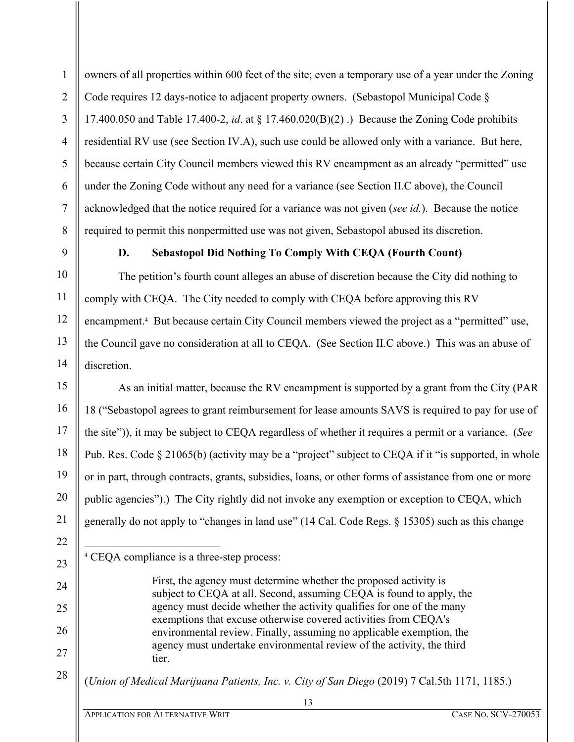owners of all properties within 600 feet of the site; even a temporary use of a year under the Zoning Code requires 12 days-notice to adjacent property owners. (Sebastopol Municipal Code § 17.400.050 and Table 17.400-2, *id*. at § 17.460.020(B)(2) .) Because the Zoning Code prohibits residential RV use (see Section IV.A), such use could be allowed only with a variance. But here, because certain City Council members viewed this RV encampment as an already "permitted" use under the Zoning Code without any need for a variance (see Section II.C above), the Council acknowledged that the notice required for a variance was not given (*see id.*). Because the notice required to permit this nonpermitted use was not given, Sebastopol abused its discretion.

### D. Sebastopol Did Nothing To Comply With CEQA (Fourth Count)

The petition's fourth count alleges an abuse of discretion because the City did nothing to comply with CEQA. The City needed to comply with CEQA before approving this RV encampment.[4] But because certain City Council members viewed the project as a "permitted" use, the Council gave no consideration at all to CEQA. (See Section II.C above.) This was an abuse of discretion.

As an initial matter, because the RV encampment is supported by a grant from the City (PAR 18 ("Sebastopol agrees to grant reimbursement for lease amounts SAVS is required to pay for use of the site")), it may be subject to CEQA regardless of whether it requires a permit or a variance. (*See* Pub. Res. Code § 21065(b) (activity may be a "project" subject to CEQA if it "is supported, in whole or in part, through contracts, grants, subsidies, loans, or other forms of assistance from one or more public agencies").) The City rightly did not invoke any exemption or exception to CEQA, which generally do not apply to "changes in land use" (14 Cal. Code Regs. § 15305) such as this change

---

[4] CEQA compliance is a three-step process:

> First, the agency must determine whether the proposed activity is subject to CEQA at all. Second, assuming CEQA is found to apply, the agency must decide whether the activity qualifies for one of the many exemptions that excuse otherwise covered activities from CEQA's environmental review. Finally, assuming no applicable exemption, the agency must undertake environmental review of the activity, the third tier.

(*Union of Medical Marijuana Patients, Inc. v. City of San Diego* (2019) 7 Cal.5th 1171, 1185.)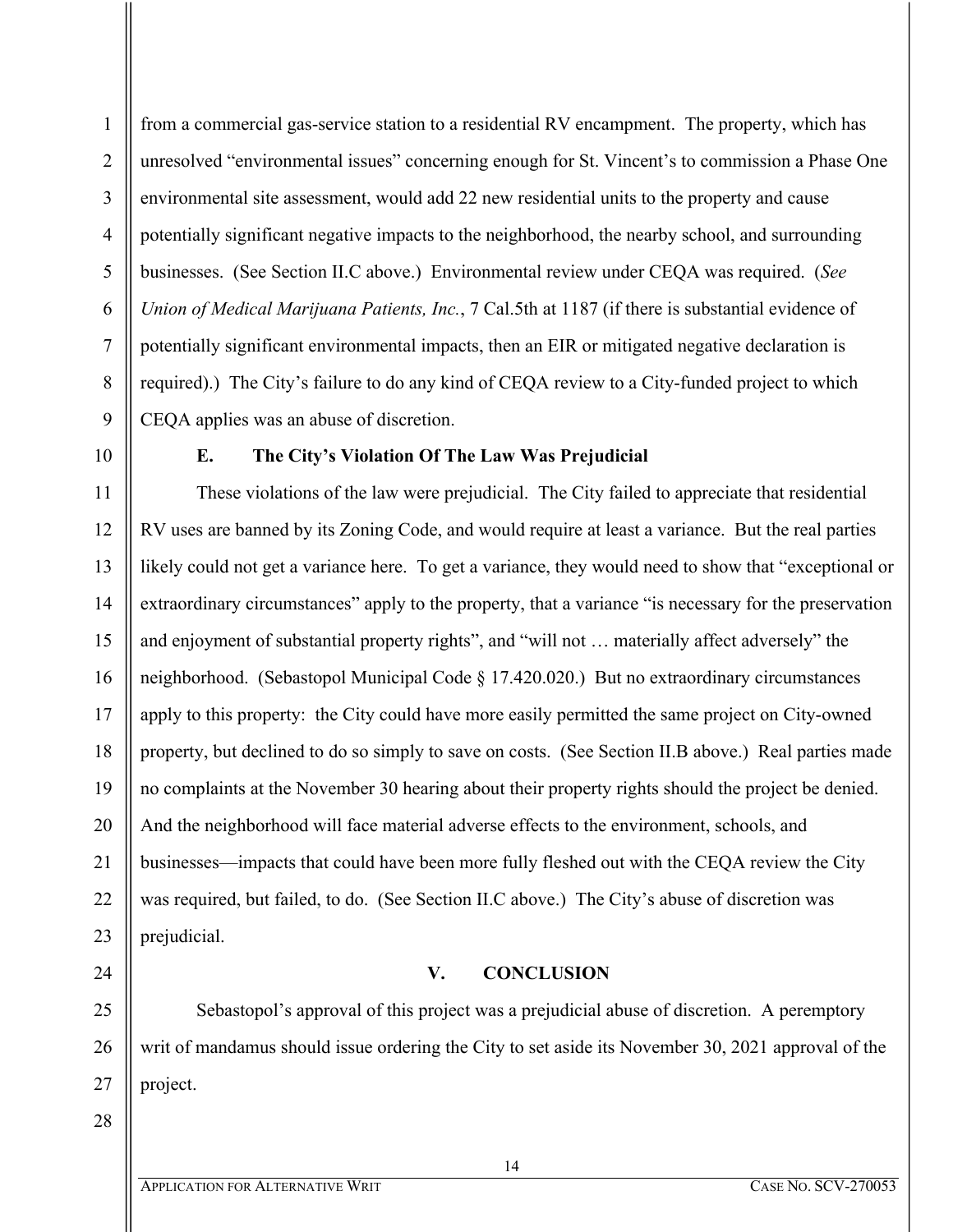from a commercial gas-service station to a residential RV encampment. The property, which has unresolved "environmental issues" concerning enough for St. Vincent's to commission a Phase One environmental site assessment, would add 22 new residential units to the property and cause potentially significant negative impacts to the neighborhood, the nearby school, and surrounding businesses. (See Section II.C above.) Environmental review under CEQA was required. (*See Union of Medical Marijuana Patients, Inc.*, 7 Cal.5th at 1187 (if there is substantial evidence of potentially significant environmental impacts, then an EIR or mitigated negative declaration is required).) The City's failure to do any kind of CEQA review to a City-funded project to which CEQA applies was an abuse of discretion.

### E. The City's Violation Of The Law Was Prejudicial

These violations of the law were prejudicial. The City failed to appreciate that residential RV uses are banned by its Zoning Code, and would require at least a variance. But the real parties likely could not get a variance here. To get a variance, they would need to show that "exceptional or extraordinary circumstances" apply to the property, that a variance "is necessary for the preservation and enjoyment of substantial property rights", and "will not … materially affect adversely" the neighborhood. (Sebastopol Municipal Code § 17.420.020.) But no extraordinary circumstances apply to this property: the City could have more easily permitted the same project on City-owned property, but declined to do so simply to save on costs. (See Section II.B above.) Real parties made no complaints at the November 30 hearing about their property rights should the project be denied. And the neighborhood will face material adverse effects to the environment, schools, and businesses—impacts that could have been more fully fleshed out with the CEQA review the City was required, but failed, to do. (See Section II.C above.) The City's abuse of discretion was prejudicial.

## V. CONCLUSION

Sebastopol's approval of this project was a prejudicial abuse of discretion. A peremptory writ of mandamus should issue ordering the City to set aside its November 30, 2021 approval of the project.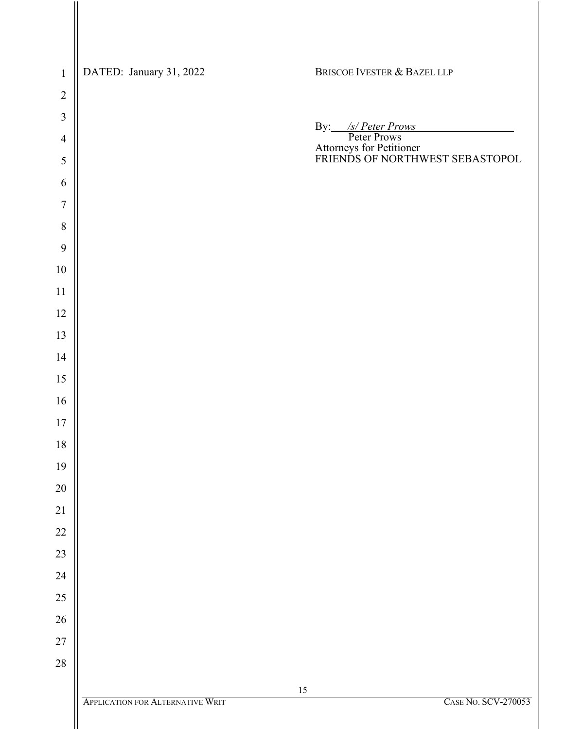DATED: January 31, 2022

BRISCOE IVESTER & BAZEL LLP

By: */s/ Peter Prows*
Peter Prows
Attorneys for Petitioner
FRIENDS OF NORTHWEST SEBASTOPOL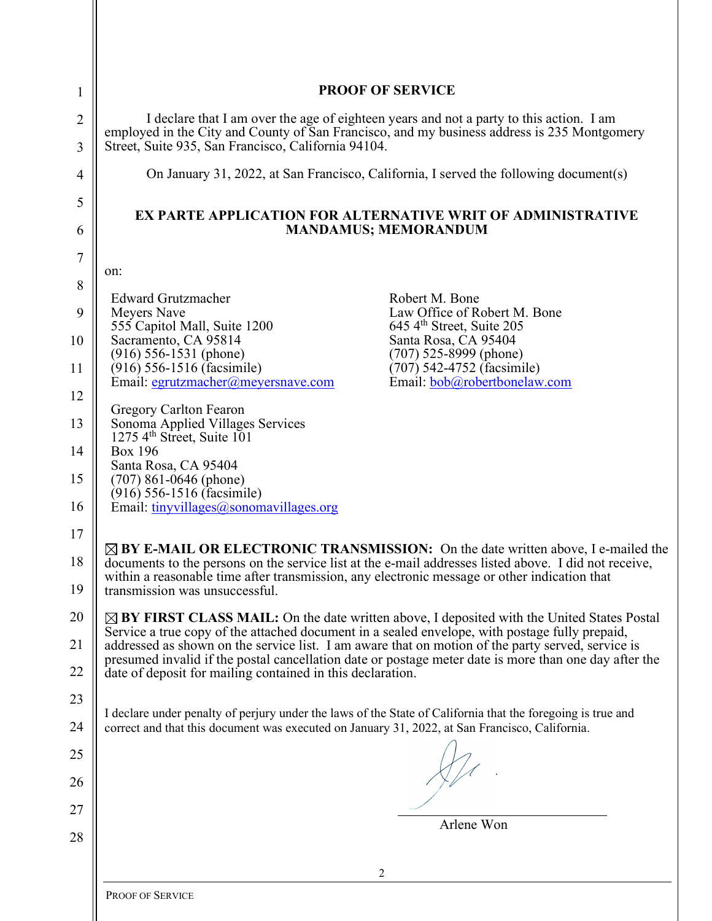**PROOF OF SERVICE**

I declare that I am over the age of eighteen years and not a party to this action. I am employed in the City and County of San Francisco, and my business address is 235 Montgomery Street, Suite 935, San Francisco, California 94104.

On January 31, 2022, at San Francisco, California, I served the following document(s)

**EX PARTE APPLICATION FOR ALTERNATIVE WRIT OF ADMINISTRATIVE MANDAMUS; MEMORANDUM**

on:

Edward Grutzmacher
Meyers Nave
555 Capitol Mall, Suite 1200
Sacramento, CA 95814
(916) 556-1531 (phone)
(916) 556-1516 (facsimile)
Email: egrutzmacher@meyersnave.com

Robert M. Bone
Law Office of Robert M. Bone
645 4th Street, Suite 205
Santa Rosa, CA 95404
(707) 525-8999 (phone)
(707) 542-4752 (facsimile)
Email: bob@robertbonelaw.com

Gregory Carlton Fearon
Sonoma Applied Villages Services
1275 4th Street, Suite 101
Box 196
Santa Rosa, CA 95404
(707) 861-0646 (phone)
(916) 556-1516 (facsimile)
Email: tinyvillages@sonomavillages.org

☒ **BY E-MAIL OR ELECTRONIC TRANSMISSION:** On the date written above, I e-mailed the documents to the persons on the service list at the e-mail addresses listed above. I did not receive, within a reasonable time after transmission, any electronic message or other indication that transmission was unsuccessful.

☒ **BY FIRST CLASS MAIL:** On the date written above, I deposited with the United States Postal Service a true copy of the attached document in a sealed envelope, with postage fully prepaid, addressed as shown on the service list. I am aware that on motion of the party served, service is presumed invalid if the postal cancellation date or postage meter date is more than one day after the date of deposit for mailing contained in this declaration.

I declare under penalty of perjury under the laws of the State of California that the foregoing is true and correct and that this document was executed on January 31, 2022, at San Francisco, California.

Arlene Won